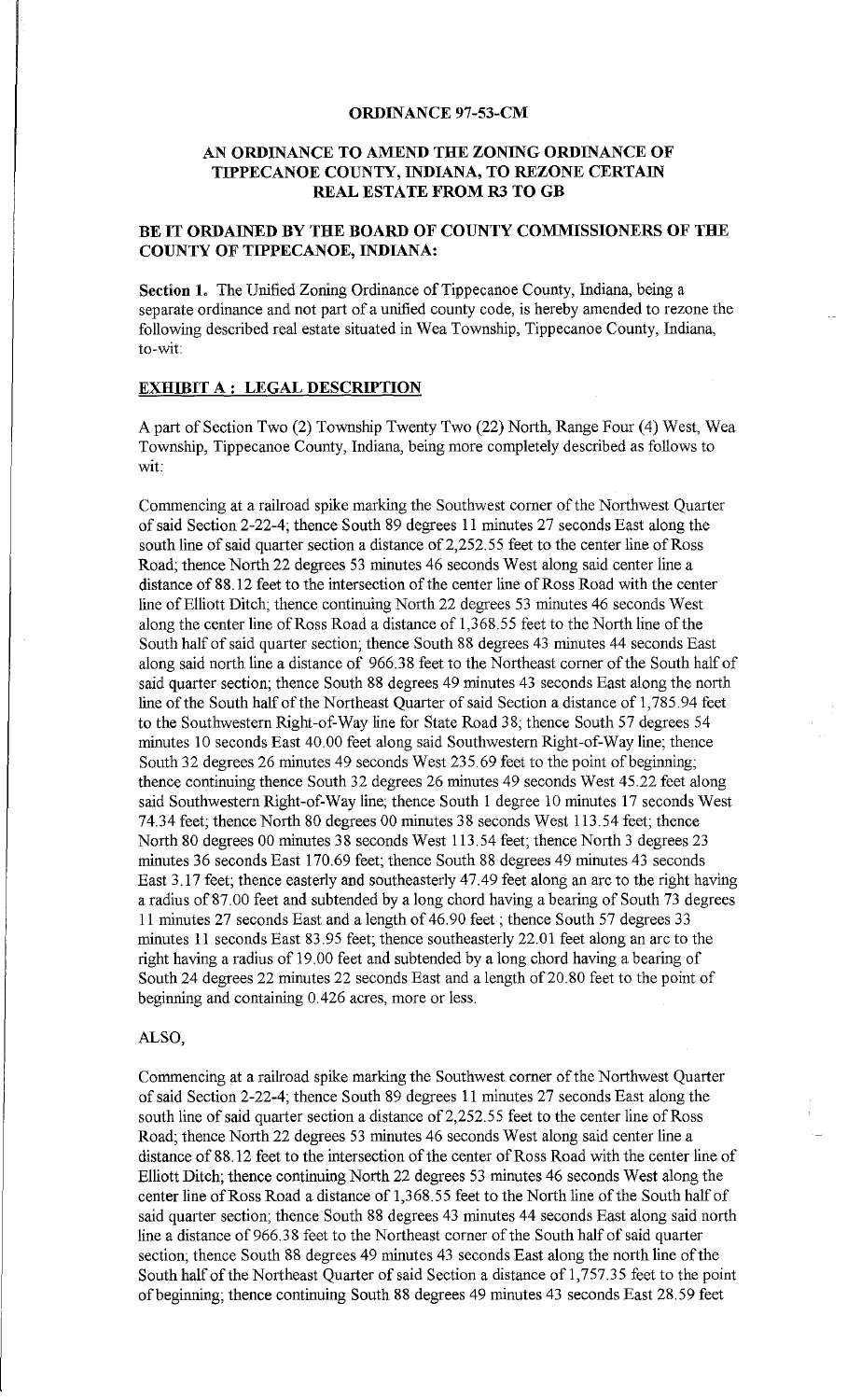# ORDINANCE 97-53-CM

## AN ORDINANCE TO AMEND THE ZONING ORDINANCE OF TIPPECANOE COUNTY, INDIANA, TO REZONE CERTAIN REAL ESTATE FROM R3 TO GB

### BE IT ORDAINED BY THE BOARD OF COUNTY COMMISSIONERS OF THE COUNTY OF TIPPECANOE, INDIANA:

**Section 1.** The Unified Zoning Ordinance of Tippecanoe County, Indiana, being a separate ordinance and not part of a unified county code, is hereby amended to rezone the following described real estate situated in Wea Township, Tippecanoe County, Indiana, to-wit:

**EXHIBIT A : LEGAL DESCRIPTION**

A part of Section Two (2) Township Twenty Two (22) North, Range Four (4) West, Wea Township, Tippecanoe County, Indiana, being more completely described as follows to wit:

Commencing at a railroad spike marking the Southwest corner of the Northwest Quarter of said Section 2-22-4; thence South 89 degrees 11 minutes 27 seconds East along the south line of said quarter section a distance of 2,252.55 feet to the center line of Ross Road; thence North 22 degrees 53 minutes 46 seconds West along said center line a distance of 88.12 feet to the intersection of the center line of Ross Road with the center line of Elliott Ditch; thence continuing North 22 degrees 53 minutes 46 seconds West along the center line of Ross Road a distance of 1,368.55 feet to the North line of the South half of said quarter section; thence South 88 degrees 43 minutes 44 seconds East along said north line a distance of 966.38 feet to the Northeast corner of the South half of said quarter section; thence South 88 degrees 49 minutes 43 seconds East along the north line of the South half of the Northeast Quarter of said Section a distance of 1,785.94 feet to the Southwestern Right-of-Way line for State Road 38; thence South 57 degrees 54 minutes 10 seconds East 40.00 feet along said Southwestern Right-of-Way line; thence South 32 degrees 26 minutes 49 seconds West 235.69 feet to the point of beginning; thence continuing thence South 32 degrees 26 minutes 49 seconds West 45.22 feet along said Southwestern Right-of-Way line; thence South 1 degree 10 minutes 17 seconds West 74.34 feet; thence North 80 degrees 00 minutes 38 seconds West 113.54 feet; thence North 80 degrees 00 minutes 38 seconds West 113.54 feet; thence North 3 degrees 23 minutes 36 seconds East 170.69 feet; thence South 88 degrees 49 minutes 43 seconds East 3.17 feet; thence easterly and southeasterly 47.49 feet along an arc to the right having a radius of 87.00 feet and subtended by a long chord having a bearing of South 73 degrees 11 minutes 27 seconds East and a length of 46.90 feet ; thence South 57 degrees 33 minutes 11 seconds East 83.95 feet; thence southeasterly 22.01 feet along an arc to the right having a radius of 19.00 feet and subtended by a long chord having a bearing of South 24 degrees 22 minutes 22 seconds East and a length of 20.80 feet to the point of beginning and containing 0.426 acres, more or less.

ALSO,

Commencing at a railroad spike marking the Southwest corner of the Northwest Quarter of said Section 2-22-4; thence South 89 degrees 11 minutes 27 seconds East along the south line of said quarter section a distance of 2,252.55 feet to the center line of Ross Road; thence North 22 degrees 53 minutes 46 seconds West along said center line a distance of 88.12 feet to the intersection of the center of Ross Road with the center line of Elliott Ditch; thence continuing North 22 degrees 53 minutes 46 seconds West along the center line of Ross Road a distance of 1,368.55 feet to the North line of the South half of said quarter section; thence South 88 degrees 43 minutes 44 seconds East along said north line a distance of 966.38 feet to the Northeast corner of the South half of said quarter section; thence South 88 degrees 49 minutes 43 seconds East along the north line of the South half of the Northeast Quarter of said Section a distance of 1,757.35 feet to the point of beginning; thence continuing South 88 degrees 49 minutes 43 seconds East 28.59 feet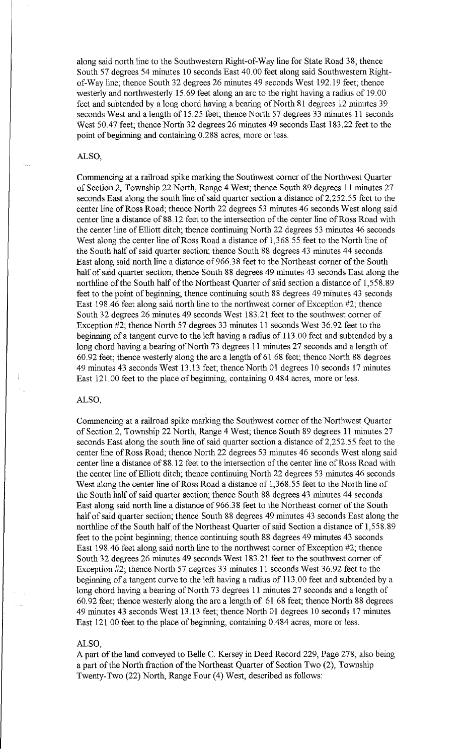along said north line to the Southwestern Right-of-Way line for State Road 38; thence South 57 degrees 54 minutes 10 seconds East 40.00 feet along said Southwestern Right-of-Way line; thence South 32 degrees 26 minutes 49 seconds West 192.19 feet; thence westerly and northwesterly 15.69 feet along an arc to the right having a radius of 19.00 feet and subtended by a long chord having a bearing of North 81 degrees 12 minutes 39 seconds West and a length of 15.25 feet; thence North 57 degrees 33 minutes 11 seconds West 50.47 feet; thence North 32 degrees 26 minutes 49 seconds East 183.22 feet to the point of beginning and containing 0.288 acres, more or less.

ALSO,

Commencing at a railroad spike marking the Southwest corner of the Northwest Quarter of Section 2, Township 22 North, Range 4 West; thence South 89 degrees 11 minutes 27 seconds East along the south line of said quarter section a distance of 2,252.55 feet to the center line of Ross Road; thence North 22 degrees 53 minutes 46 seconds West along said center line a distance of 88.12 feet to the intersection of the center line of Ross Road with the center line of Elliott ditch; thence continuing North 22 degrees 53 minutes 46 seconds West along the center line of Ross Road a distance of 1,368.55 feet to the North line of the South half of said quarter section; thence South 88 degrees 43 minutes 44 seconds East along said north line a distance of 966.38 feet to the Northeast corner of the South half of said quarter section; thence South 88 degrees 49 minutes 43 seconds East along the northline of the South half of the Northeast Quarter of said section a distance of 1,558.89 feet to the point of beginning; thence continuing south 88 degrees 49 minutes 43 seconds East 198.46 feet along said north line to the northwest corner of Exception #2; thence South 32 degrees 26 minutes 49 seconds West 183.21 feet to the southwest corner of Exception #2; thence North 57 degrees 33 minutes 11 seconds West 36.92 feet to the beginning of a tangent curve to the left having a radius of 113.00 feet and subtended by a long chord having a bearing of North 73 degrees 11 minutes 27 seconds and a length of 60.92 feet; thence westerly along the arc a length of 61.68 feet; thence North 88 degrees 49 minutes 43 seconds West 13.13 feet; thence North 01 degrees 10 seconds 17 minutes East 121.00 feet to the place of beginning, containing 0.484 acres, more or less.

ALSO,

Commencing at a railroad spike marking the Southwest corner of the Northwest Quarter of Section 2, Township 22 North, Range 4 West; thence South 89 degrees 11 minutes 27 seconds East along the south line of said quarter section a distance of 2,252.55 feet to the center line of Ross Road; thence North 22 degrees 53 minutes 46 seconds West along said center line a distance of 88.12 feet to the intersection of the center line of Ross Road with the center line of Elliott ditch; thence continuing North 22 degrees 53 minutes 46 seconds West along the center line of Ross Road a distance of 1,368.55 feet to the North line of the South half of said quarter section; thence South 88 degrees 43 minutes 44 seconds East along said north line a distance of 966.38 feet to the Northeast corner of the South half of said quarter section; thence South 88 degrees 49 minutes 43 seconds East along the northline of the South half of the Northeast Quarter of said Section a distance of 1,558.89 feet to the point beginning; thence continuing south 88 degrees 49 minutes 43 seconds East 198.46 feet along said north line to the northwest corner of Exception #2; thence South 32 degrees 26 minutes 49 seconds West 183.21 feet to the southwest corner of Exception #2; thence North 57 degrees 33 minutes 11 seconds West 36.92 feet to the beginning of a tangent curve to the left having a radius of 113.00 feet and subtended by a long chord having a bearing of North 73 degrees 11 minutes 27 seconds and a length of 60.92 feet; thence westerly along the arc a length of 61.68 feet; thence North 88 degrees 49 minutes 43 seconds West 13.13 feet; thence North 01 degrees 10 seconds 17 minutes East 121.00 feet to the place of beginning, containing 0.484 acres, more or less.

ALSO,

A part of the land conveyed to Belle C. Kersey in Deed Record 229, Page 278, also being a part of the North fraction of the Northeast Quarter of Section Two (2), Township Twenty-Two (22) North, Range Four (4) West, described as follows: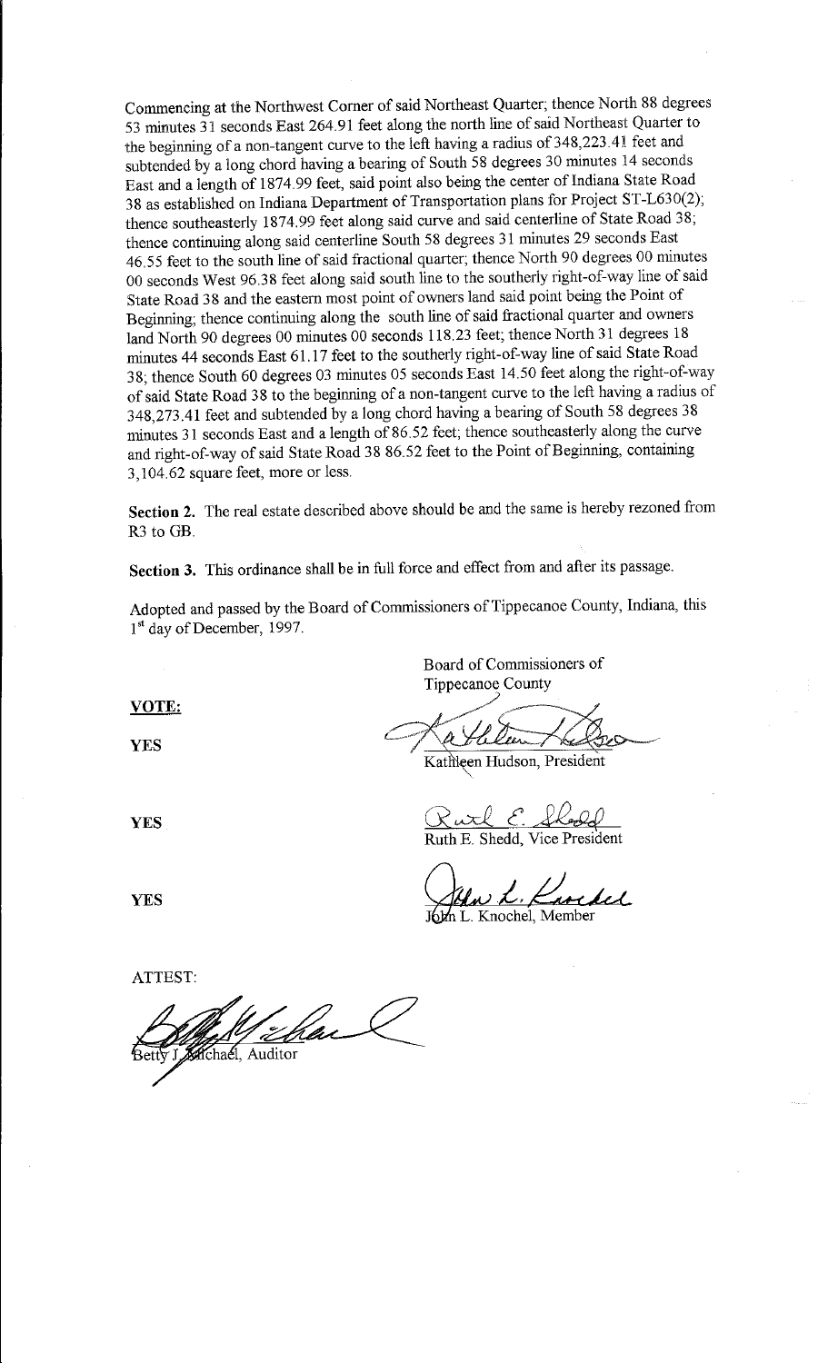Commencing at the Northwest Corner of said Northeast Quarter; thence North 88 degrees 53 minutes 31 seconds East 264.91 feet along the north line of said Northeast Quarter to the beginning of a non-tangent curve to the left having a radius of 348,223.41 feet and subtended by a long chord having a bearing of South 58 degrees 30 minutes 14 seconds East and a length of 1874.99 feet, said point also being the center of Indiana State Road 38 as established on Indiana Department of Transportation plans for Project ST-L630(2); thence southeasterly 1874.99 feet along said curve and said centerline of State Road 38; thence continuing along said centerline South 58 degrees 31 minutes 29 seconds East 46.55 feet to the south line of said fractional quarter; thence North 90 degrees 00 minutes 00 seconds West 96.38 feet along said south line to the southerly right-of-way line of said State Road 38 and the eastern most point of owners land said point being the Point of Beginning; thence continuing along the south line of said fractional quarter and owners land North 90 degrees 00 minutes 00 seconds 118.23 feet; thence North 31 degrees 18 minutes 44 seconds East 61.17 feet to the southerly right-of-way line of said State Road 38; thence South 60 degrees 03 minutes 05 seconds East 14.50 feet along the right-of-way of said State Road 38 to the beginning of a non-tangent curve to the left having a radius of 348,273.41 feet and subtended by a long chord having a bearing of South 58 degrees 38 minutes 31 seconds East and a length of 86.52 feet; thence southeasterly along the curve and right-of-way of said State Road 38 86.52 feet to the Point of Beginning, containing 3,104.62 square feet, more or less.

**Section 2.** The real estate described above should be and the same is hereby rezoned from R3 to GB.

**Section 3.** This ordinance shall be in full force and effect from and after its passage.

Adopted and passed by the Board of Commissioners of Tippecanoe County, Indiana, this 1st day of December, 1997.

Board of Commissioners of Tippecanoe County

**VOTE:**

**YES**

Kathleen Hudson, President

**YES**

Ruth E. Shedd, Vice President

**YES**

John L. Knochel, Member

ATTEST:

Betty J. Michael, Auditor